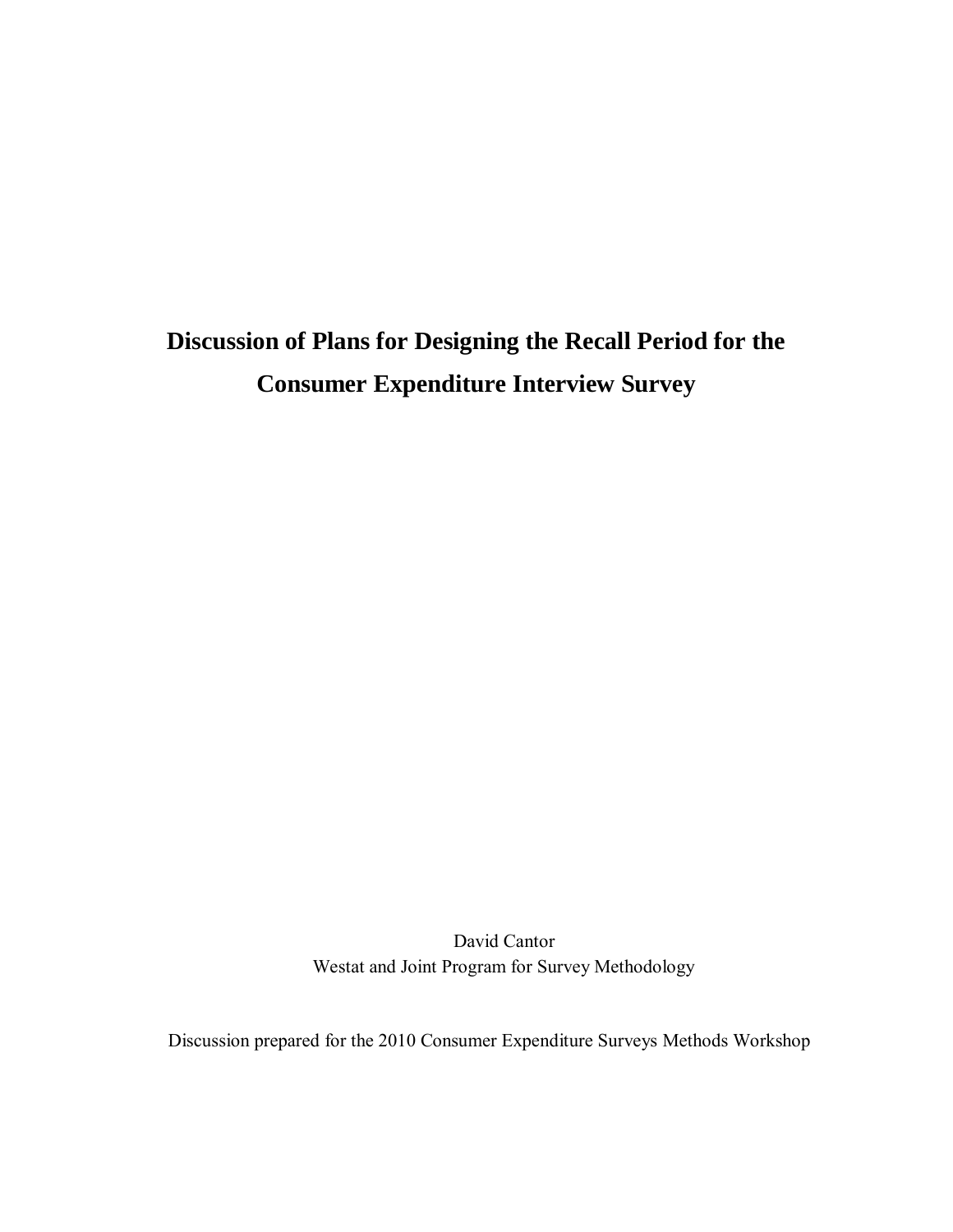# Discussion of Plans for Designing the Recall Period for the Consumer Expenditure Interview Survey

David Cantor
Westat and Joint Program for Survey Methodology

Discussion prepared for the 2010 Consumer Expenditure Surveys Methods Workshop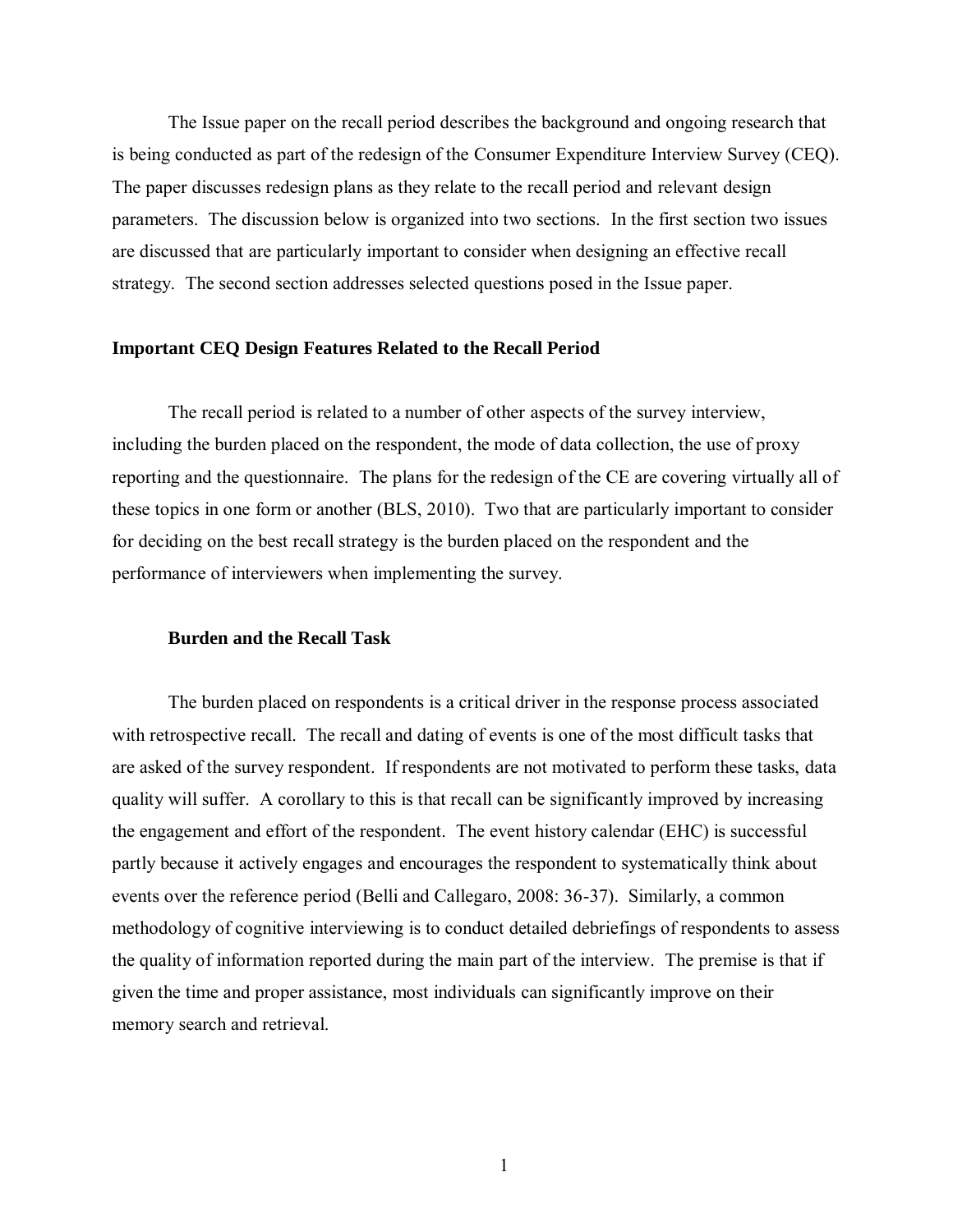The Issue paper on the recall period describes the background and ongoing research that is being conducted as part of the redesign of the Consumer Expenditure Interview Survey (CEQ). The paper discusses redesign plans as they relate to the recall period and relevant design parameters. The discussion below is organized into two sections. In the first section two issues are discussed that are particularly important to consider when designing an effective recall strategy. The second section addresses selected questions posed in the Issue paper.

## Important CEQ Design Features Related to the Recall Period

The recall period is related to a number of other aspects of the survey interview, including the burden placed on the respondent, the mode of data collection, the use of proxy reporting and the questionnaire. The plans for the redesign of the CE are covering virtually all of these topics in one form or another (BLS, 2010). Two that are particularly important to consider for deciding on the best recall strategy is the burden placed on the respondent and the performance of interviewers when implementing the survey.

### Burden and the Recall Task

The burden placed on respondents is a critical driver in the response process associated with retrospective recall. The recall and dating of events is one of the most difficult tasks that are asked of the survey respondent. If respondents are not motivated to perform these tasks, data quality will suffer. A corollary to this is that recall can be significantly improved by increasing the engagement and effort of the respondent. The event history calendar (EHC) is successful partly because it actively engages and encourages the respondent to systematically think about events over the reference period (Belli and Callegaro, 2008: 36-37). Similarly, a common methodology of cognitive interviewing is to conduct detailed debriefings of respondents to assess the quality of information reported during the main part of the interview. The premise is that if given the time and proper assistance, most individuals can significantly improve on their memory search and retrieval.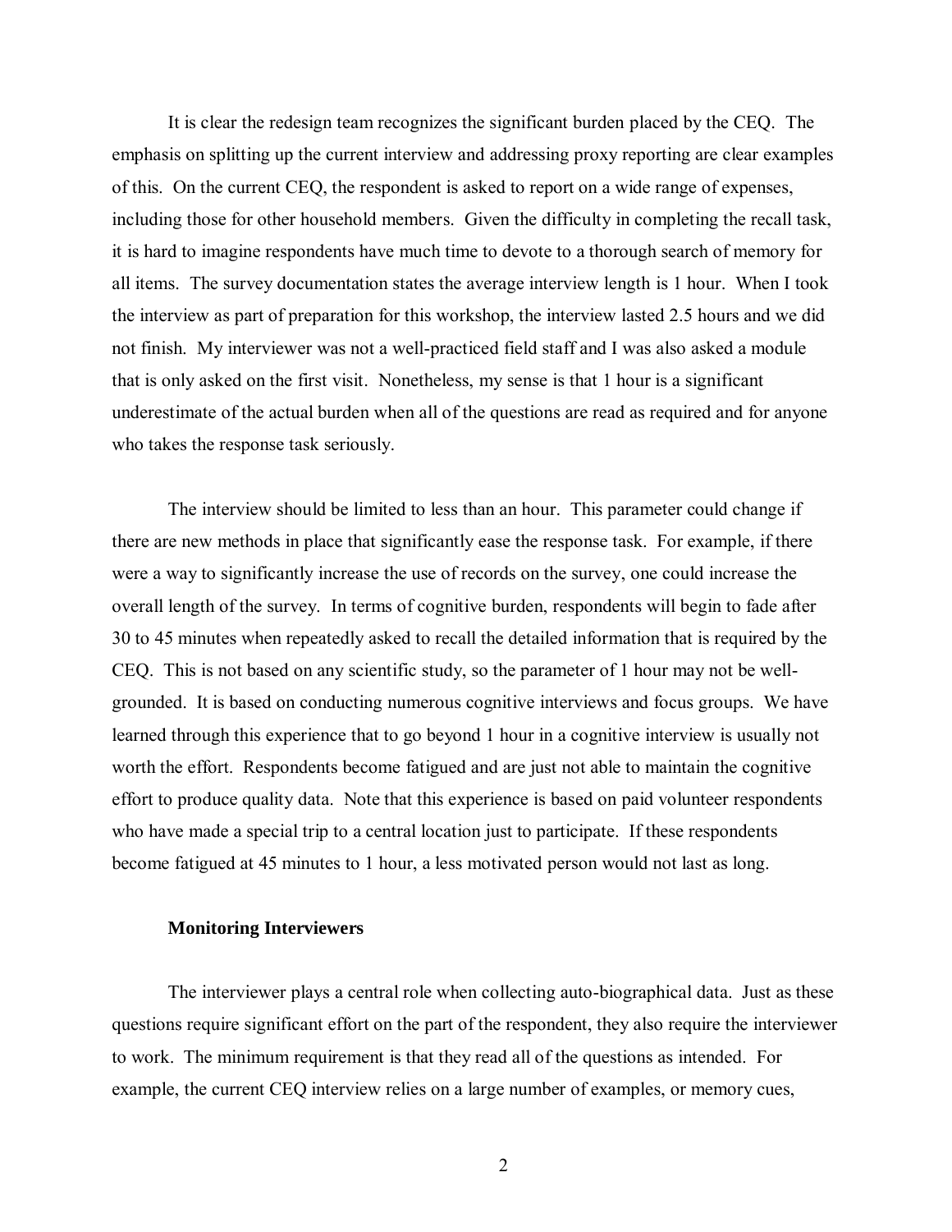It is clear the redesign team recognizes the significant burden placed by the CEQ. The emphasis on splitting up the current interview and addressing proxy reporting are clear examples of this. On the current CEQ, the respondent is asked to report on a wide range of expenses, including those for other household members. Given the difficulty in completing the recall task, it is hard to imagine respondents have much time to devote to a thorough search of memory for all items. The survey documentation states the average interview length is 1 hour. When I took the interview as part of preparation for this workshop, the interview lasted 2.5 hours and we did not finish. My interviewer was not a well-practiced field staff and I was also asked a module that is only asked on the first visit. Nonetheless, my sense is that 1 hour is a significant underestimate of the actual burden when all of the questions are read as required and for anyone who takes the response task seriously.

The interview should be limited to less than an hour. This parameter could change if there are new methods in place that significantly ease the response task. For example, if there were a way to significantly increase the use of records on the survey, one could increase the overall length of the survey. In terms of cognitive burden, respondents will begin to fade after 30 to 45 minutes when repeatedly asked to recall the detailed information that is required by the CEQ. This is not based on any scientific study, so the parameter of 1 hour may not be well-grounded. It is based on conducting numerous cognitive interviews and focus groups. We have learned through this experience that to go beyond 1 hour in a cognitive interview is usually not worth the effort. Respondents become fatigued and are just not able to maintain the cognitive effort to produce quality data. Note that this experience is based on paid volunteer respondents who have made a special trip to a central location just to participate. If these respondents become fatigued at 45 minutes to 1 hour, a less motivated person would not last as long.

### Monitoring Interviewers

The interviewer plays a central role when collecting auto-biographical data. Just as these questions require significant effort on the part of the respondent, they also require the interviewer to work. The minimum requirement is that they read all of the questions as intended. For example, the current CEQ interview relies on a large number of examples, or memory cues,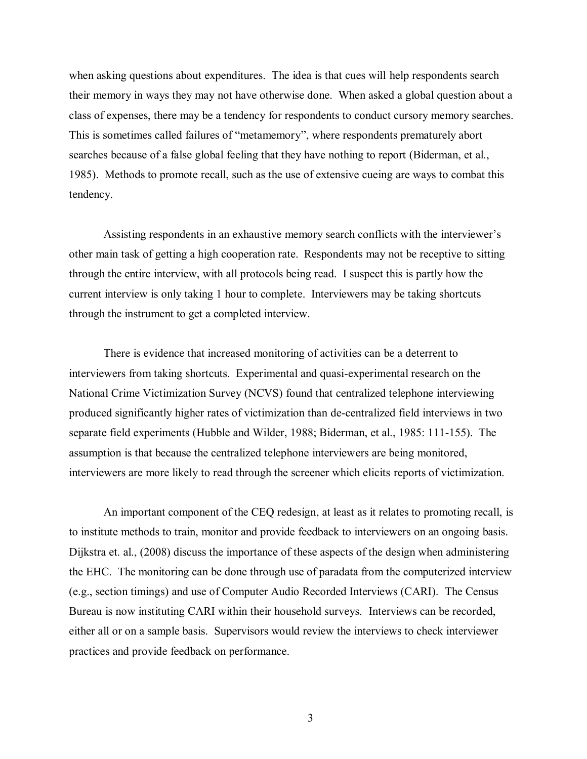when asking questions about expenditures. The idea is that cues will help respondents search their memory in ways they may not have otherwise done. When asked a global question about a class of expenses, there may be a tendency for respondents to conduct cursory memory searches. This is sometimes called failures of "metamemory", where respondents prematurely abort searches because of a false global feeling that they have nothing to report (Biderman, et al., 1985). Methods to promote recall, such as the use of extensive cueing are ways to combat this tendency.

Assisting respondents in an exhaustive memory search conflicts with the interviewer's other main task of getting a high cooperation rate. Respondents may not be receptive to sitting through the entire interview, with all protocols being read. I suspect this is partly how the current interview is only taking 1 hour to complete. Interviewers may be taking shortcuts through the instrument to get a completed interview.

There is evidence that increased monitoring of activities can be a deterrent to interviewers from taking shortcuts. Experimental and quasi-experimental research on the National Crime Victimization Survey (NCVS) found that centralized telephone interviewing produced significantly higher rates of victimization than de-centralized field interviews in two separate field experiments (Hubble and Wilder, 1988; Biderman, et al., 1985: 111-155). The assumption is that because the centralized telephone interviewers are being monitored, interviewers are more likely to read through the screener which elicits reports of victimization.

An important component of the CEQ redesign, at least as it relates to promoting recall, is to institute methods to train, monitor and provide feedback to interviewers on an ongoing basis. Dijkstra et. al., (2008) discuss the importance of these aspects of the design when administering the EHC. The monitoring can be done through use of paradata from the computerized interview (e.g., section timings) and use of Computer Audio Recorded Interviews (CARI). The Census Bureau is now instituting CARI within their household surveys. Interviews can be recorded, either all or on a sample basis. Supervisors would review the interviews to check interviewer practices and provide feedback on performance.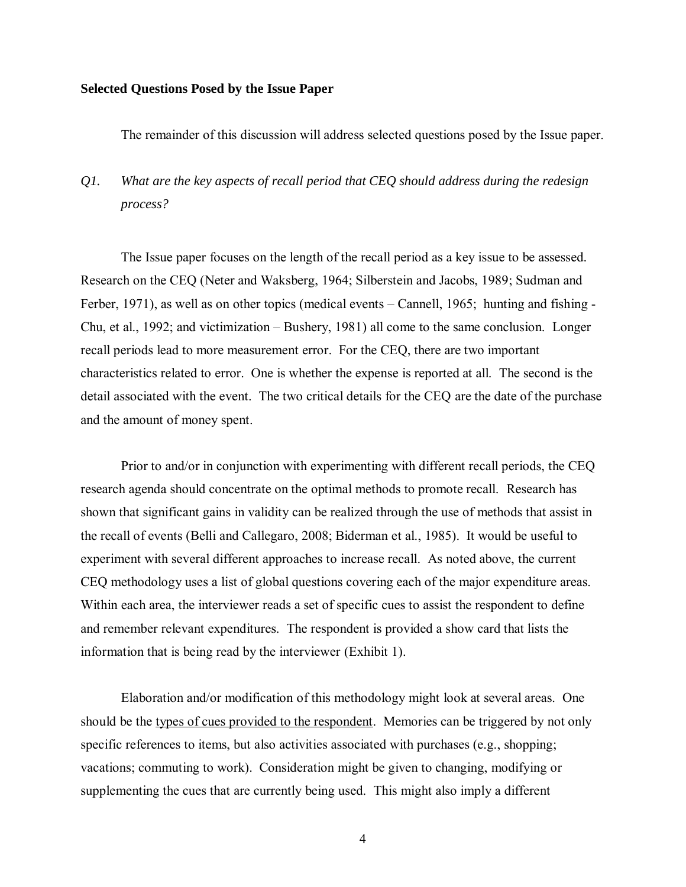**Selected Questions Posed by the Issue Paper**

The remainder of this discussion will address selected questions posed by the Issue paper.

*Q1. What are the key aspects of recall period that CEQ should address during the redesign process?*

The Issue paper focuses on the length of the recall period as a key issue to be assessed. Research on the CEQ (Neter and Waksberg, 1964; Silberstein and Jacobs, 1989; Sudman and Ferber, 1971), as well as on other topics (medical events – Cannell, 1965; hunting and fishing - Chu, et al., 1992; and victimization – Bushery, 1981) all come to the same conclusion. Longer recall periods lead to more measurement error. For the CEQ, there are two important characteristics related to error. One is whether the expense is reported at all. The second is the detail associated with the event. The two critical details for the CEQ are the date of the purchase and the amount of money spent.

Prior to and/or in conjunction with experimenting with different recall periods, the CEQ research agenda should concentrate on the optimal methods to promote recall. Research has shown that significant gains in validity can be realized through the use of methods that assist in the recall of events (Belli and Callegaro, 2008; Biderman et al., 1985). It would be useful to experiment with several different approaches to increase recall. As noted above, the current CEQ methodology uses a list of global questions covering each of the major expenditure areas. Within each area, the interviewer reads a set of specific cues to assist the respondent to define and remember relevant expenditures. The respondent is provided a show card that lists the information that is being read by the interviewer (Exhibit 1).

Elaboration and/or modification of this methodology might look at several areas. One should be the <u>types of cues provided to the respondent</u>. Memories can be triggered by not only specific references to items, but also activities associated with purchases (e.g., shopping; vacations; commuting to work). Consideration might be given to changing, modifying or supplementing the cues that are currently being used. This might also imply a different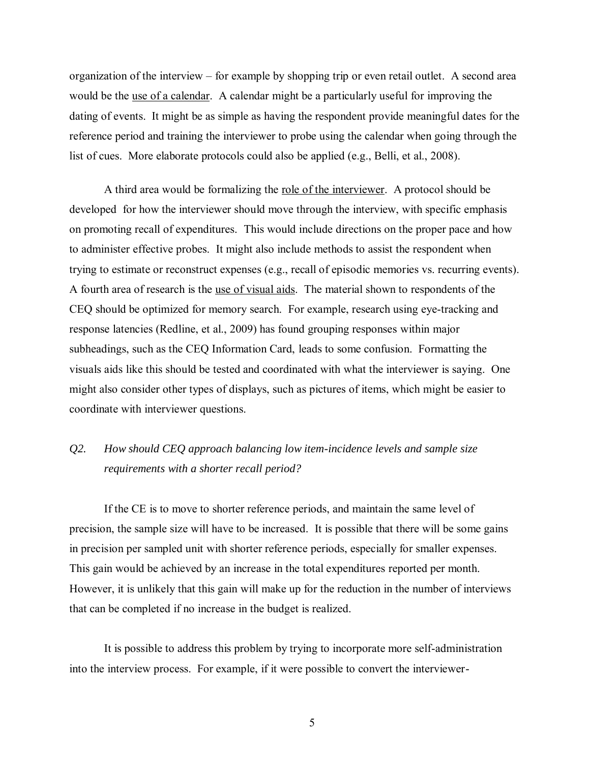organization of the interview – for example by shopping trip or even retail outlet. A second area would be the <u>use of a calendar</u>. A calendar might be a particularly useful for improving the dating of events. It might be as simple as having the respondent provide meaningful dates for the reference period and training the interviewer to probe using the calendar when going through the list of cues. More elaborate protocols could also be applied (e.g., Belli, et al., 2008).

A third area would be formalizing the <u>role of the interviewer</u>. A protocol should be developed for how the interviewer should move through the interview, with specific emphasis on promoting recall of expenditures. This would include directions on the proper pace and how to administer effective probes. It might also include methods to assist the respondent when trying to estimate or reconstruct expenses (e.g., recall of episodic memories vs. recurring events). A fourth area of research is the <u>use of visual aids</u>. The material shown to respondents of the CEQ should be optimized for memory search. For example, research using eye-tracking and response latencies (Redline, et al., 2009) has found grouping responses within major subheadings, such as the CEQ Information Card, leads to some confusion. Formatting the visuals aids like this should be tested and coordinated with what the interviewer is saying. One might also consider other types of displays, such as pictures of items, which might be easier to coordinate with interviewer questions.

*Q2. How should CEQ approach balancing low item-incidence levels and sample size requirements with a shorter recall period?*

If the CE is to move to shorter reference periods, and maintain the same level of precision, the sample size will have to be increased. It is possible that there will be some gains in precision per sampled unit with shorter reference periods, especially for smaller expenses. This gain would be achieved by an increase in the total expenditures reported per month. However, it is unlikely that this gain will make up for the reduction in the number of interviews that can be completed if no increase in the budget is realized.

It is possible to address this problem by trying to incorporate more self-administration into the interview process. For example, if it were possible to convert the interviewer-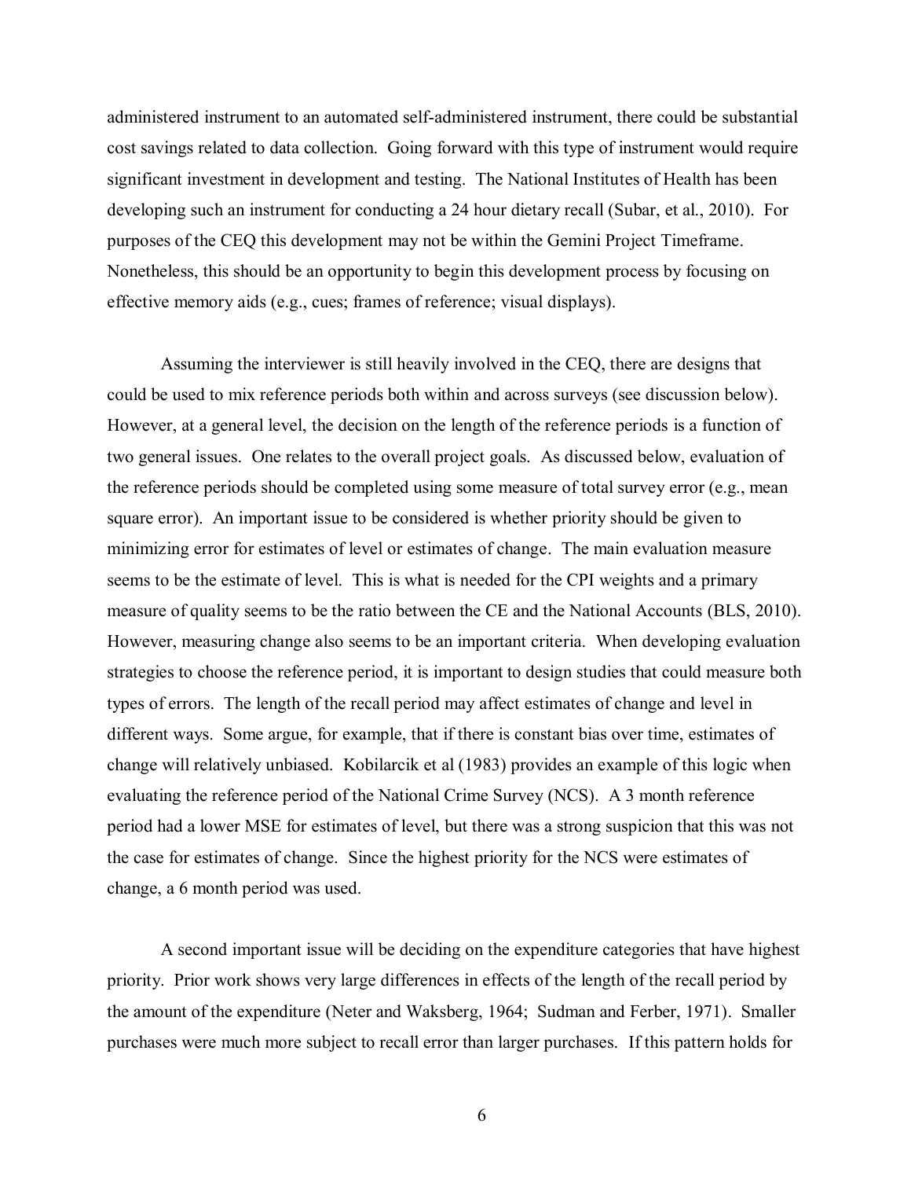administered instrument to an automated self-administered instrument, there could be substantial cost savings related to data collection. Going forward with this type of instrument would require significant investment in development and testing. The National Institutes of Health has been developing such an instrument for conducting a 24 hour dietary recall (Subar, et al., 2010). For purposes of the CEQ this development may not be within the Gemini Project Timeframe. Nonetheless, this should be an opportunity to begin this development process by focusing on effective memory aids (e.g., cues; frames of reference; visual displays).

Assuming the interviewer is still heavily involved in the CEQ, there are designs that could be used to mix reference periods both within and across surveys (see discussion below). However, at a general level, the decision on the length of the reference periods is a function of two general issues. One relates to the overall project goals. As discussed below, evaluation of the reference periods should be completed using some measure of total survey error (e.g., mean square error). An important issue to be considered is whether priority should be given to minimizing error for estimates of level or estimates of change. The main evaluation measure seems to be the estimate of level. This is what is needed for the CPI weights and a primary measure of quality seems to be the ratio between the CE and the National Accounts (BLS, 2010). However, measuring change also seems to be an important criteria. When developing evaluation strategies to choose the reference period, it is important to design studies that could measure both types of errors. The length of the recall period may affect estimates of change and level in different ways. Some argue, for example, that if there is constant bias over time, estimates of change will relatively unbiased. Kobilarcik et al (1983) provides an example of this logic when evaluating the reference period of the National Crime Survey (NCS). A 3 month reference period had a lower MSE for estimates of level, but there was a strong suspicion that this was not the case for estimates of change. Since the highest priority for the NCS were estimates of change, a 6 month period was used.

A second important issue will be deciding on the expenditure categories that have highest priority. Prior work shows very large differences in effects of the length of the recall period by the amount of the expenditure (Neter and Waksberg, 1964; Sudman and Ferber, 1971). Smaller purchases were much more subject to recall error than larger purchases. If this pattern holds for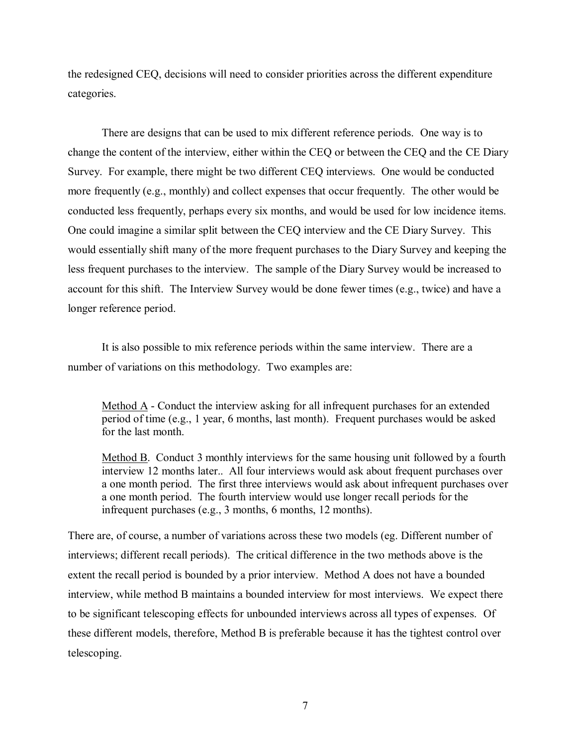the redesigned CEQ, decisions will need to consider priorities across the different expenditure categories.

There are designs that can be used to mix different reference periods. One way is to change the content of the interview, either within the CEQ or between the CEQ and the CE Diary Survey. For example, there might be two different CEQ interviews. One would be conducted more frequently (e.g., monthly) and collect expenses that occur frequently. The other would be conducted less frequently, perhaps every six months, and would be used for low incidence items. One could imagine a similar split between the CEQ interview and the CE Diary Survey. This would essentially shift many of the more frequent purchases to the Diary Survey and keeping the less frequent purchases to the interview. The sample of the Diary Survey would be increased to account for this shift. The Interview Survey would be done fewer times (e.g., twice) and have a longer reference period.

It is also possible to mix reference periods within the same interview. There are a number of variations on this methodology. Two examples are:

> Method A - Conduct the interview asking for all infrequent purchases for an extended period of time (e.g., 1 year, 6 months, last month). Frequent purchases would be asked for the last month.
>
> Method B. Conduct 3 monthly interviews for the same housing unit followed by a fourth interview 12 months later.. All four interviews would ask about frequent purchases over a one month period. The first three interviews would ask about infrequent purchases over a one month period. The fourth interview would use longer recall periods for the infrequent purchases (e.g., 3 months, 6 months, 12 months).

There are, of course, a number of variations across these two models (eg. Different number of interviews; different recall periods). The critical difference in the two methods above is the extent the recall period is bounded by a prior interview. Method A does not have a bounded interview, while method B maintains a bounded interview for most interviews. We expect there to be significant telescoping effects for unbounded interviews across all types of expenses. Of these different models, therefore, Method B is preferable because it has the tightest control over telescoping.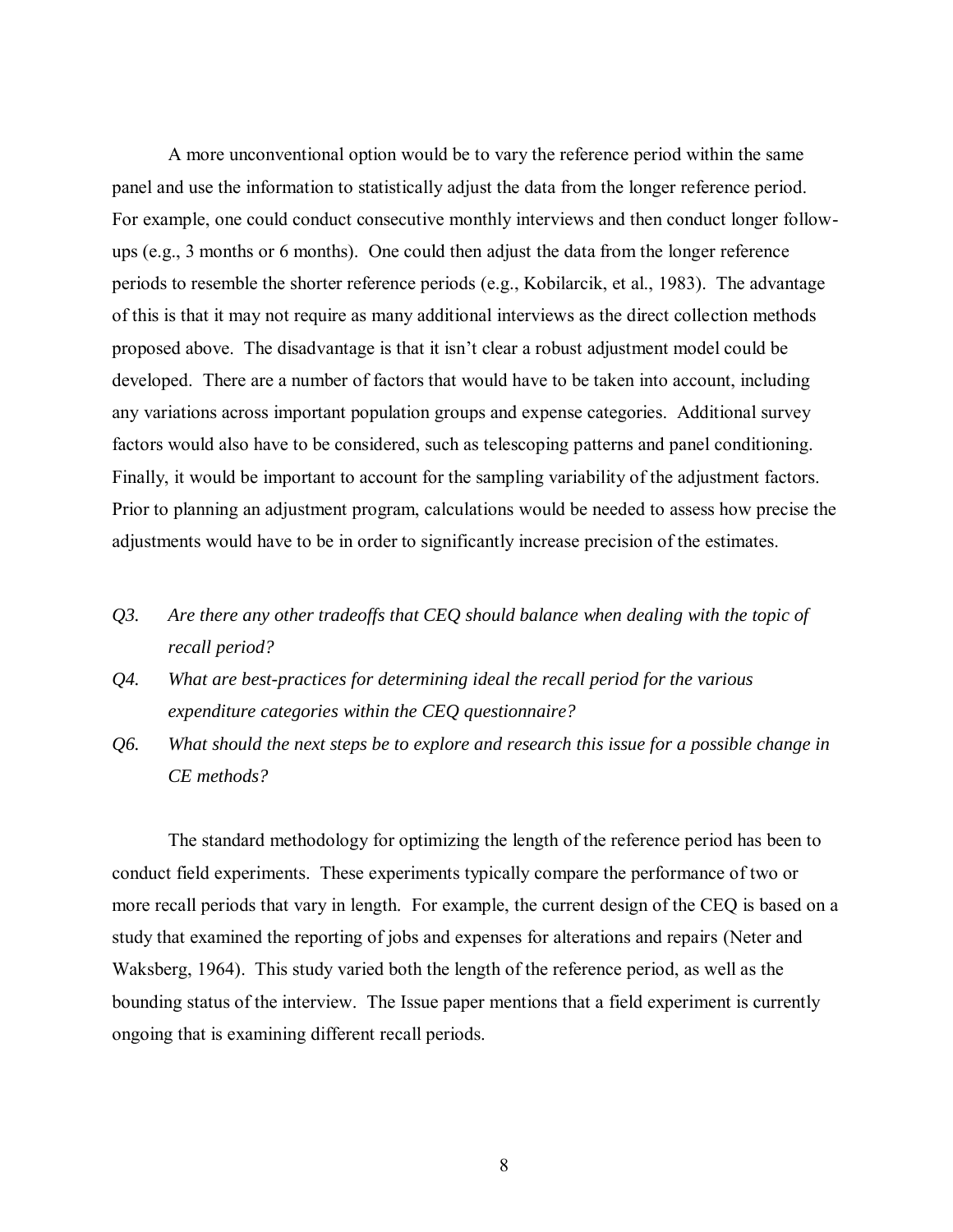A more unconventional option would be to vary the reference period within the same panel and use the information to statistically adjust the data from the longer reference period. For example, one could conduct consecutive monthly interviews and then conduct longer follow-ups (e.g., 3 months or 6 months). One could then adjust the data from the longer reference periods to resemble the shorter reference periods (e.g., Kobilarcik, et al., 1983). The advantage of this is that it may not require as many additional interviews as the direct collection methods proposed above. The disadvantage is that it isn't clear a robust adjustment model could be developed. There are a number of factors that would have to be taken into account, including any variations across important population groups and expense categories. Additional survey factors would also have to be considered, such as telescoping patterns and panel conditioning. Finally, it would be important to account for the sampling variability of the adjustment factors. Prior to planning an adjustment program, calculations would be needed to assess how precise the adjustments would have to be in order to significantly increase precision of the estimates.

*Q3. Are there any other tradeoffs that CEQ should balance when dealing with the topic of recall period?*

*Q4. What are best-practices for determining ideal the recall period for the various expenditure categories within the CEQ questionnaire?*

*Q6. What should the next steps be to explore and research this issue for a possible change in CE methods?*

The standard methodology for optimizing the length of the reference period has been to conduct field experiments. These experiments typically compare the performance of two or more recall periods that vary in length. For example, the current design of the CEQ is based on a study that examined the reporting of jobs and expenses for alterations and repairs (Neter and Waksberg, 1964). This study varied both the length of the reference period, as well as the bounding status of the interview. The Issue paper mentions that a field experiment is currently ongoing that is examining different recall periods.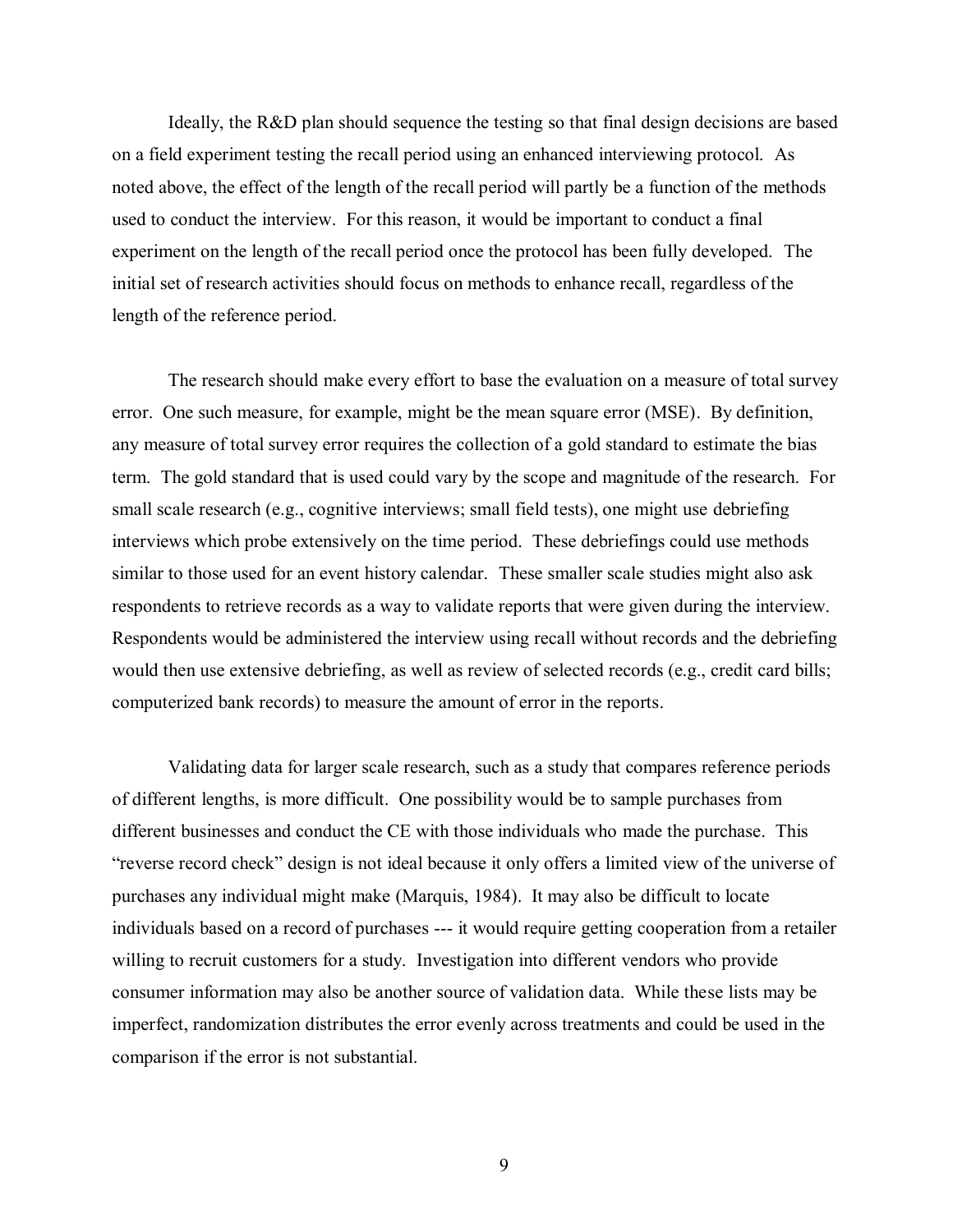Ideally, the R&D plan should sequence the testing so that final design decisions are based on a field experiment testing the recall period using an enhanced interviewing protocol. As noted above, the effect of the length of the recall period will partly be a function of the methods used to conduct the interview. For this reason, it would be important to conduct a final experiment on the length of the recall period once the protocol has been fully developed. The initial set of research activities should focus on methods to enhance recall, regardless of the length of the reference period.

The research should make every effort to base the evaluation on a measure of total survey error. One such measure, for example, might be the mean square error (MSE). By definition, any measure of total survey error requires the collection of a gold standard to estimate the bias term. The gold standard that is used could vary by the scope and magnitude of the research. For small scale research (e.g., cognitive interviews; small field tests), one might use debriefing interviews which probe extensively on the time period. These debriefings could use methods similar to those used for an event history calendar. These smaller scale studies might also ask respondents to retrieve records as a way to validate reports that were given during the interview. Respondents would be administered the interview using recall without records and the debriefing would then use extensive debriefing, as well as review of selected records (e.g., credit card bills; computerized bank records) to measure the amount of error in the reports.

Validating data for larger scale research, such as a study that compares reference periods of different lengths, is more difficult. One possibility would be to sample purchases from different businesses and conduct the CE with those individuals who made the purchase. This "reverse record check" design is not ideal because it only offers a limited view of the universe of purchases any individual might make (Marquis, 1984). It may also be difficult to locate individuals based on a record of purchases --- it would require getting cooperation from a retailer willing to recruit customers for a study. Investigation into different vendors who provide consumer information may also be another source of validation data. While these lists may be imperfect, randomization distributes the error evenly across treatments and could be used in the comparison if the error is not substantial.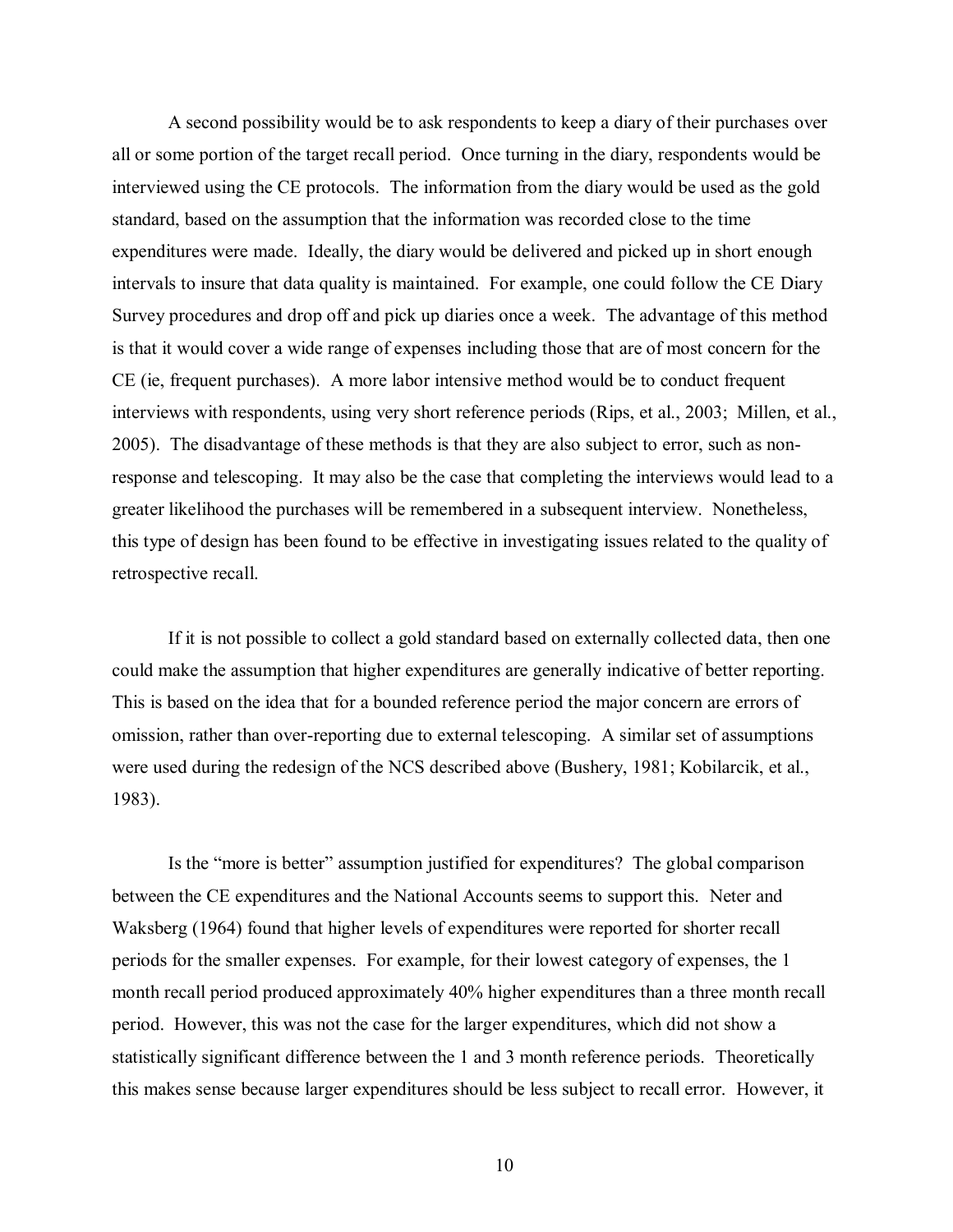A second possibility would be to ask respondents to keep a diary of their purchases over all or some portion of the target recall period. Once turning in the diary, respondents would be interviewed using the CE protocols. The information from the diary would be used as the gold standard, based on the assumption that the information was recorded close to the time expenditures were made. Ideally, the diary would be delivered and picked up in short enough intervals to insure that data quality is maintained. For example, one could follow the CE Diary Survey procedures and drop off and pick up diaries once a week. The advantage of this method is that it would cover a wide range of expenses including those that are of most concern for the CE (ie, frequent purchases). A more labor intensive method would be to conduct frequent interviews with respondents, using very short reference periods (Rips, et al., 2003; Millen, et al., 2005). The disadvantage of these methods is that they are also subject to error, such as non-response and telescoping. It may also be the case that completing the interviews would lead to a greater likelihood the purchases will be remembered in a subsequent interview. Nonetheless, this type of design has been found to be effective in investigating issues related to the quality of retrospective recall.

If it is not possible to collect a gold standard based on externally collected data, then one could make the assumption that higher expenditures are generally indicative of better reporting. This is based on the idea that for a bounded reference period the major concern are errors of omission, rather than over-reporting due to external telescoping. A similar set of assumptions were used during the redesign of the NCS described above (Bushery, 1981; Kobilarcik, et al., 1983).

Is the "more is better" assumption justified for expenditures? The global comparison between the CE expenditures and the National Accounts seems to support this. Neter and Waksberg (1964) found that higher levels of expenditures were reported for shorter recall periods for the smaller expenses. For example, for their lowest category of expenses, the 1 month recall period produced approximately 40% higher expenditures than a three month recall period. However, this was not the case for the larger expenditures, which did not show a statistically significant difference between the 1 and 3 month reference periods. Theoretically this makes sense because larger expenditures should be less subject to recall error. However, it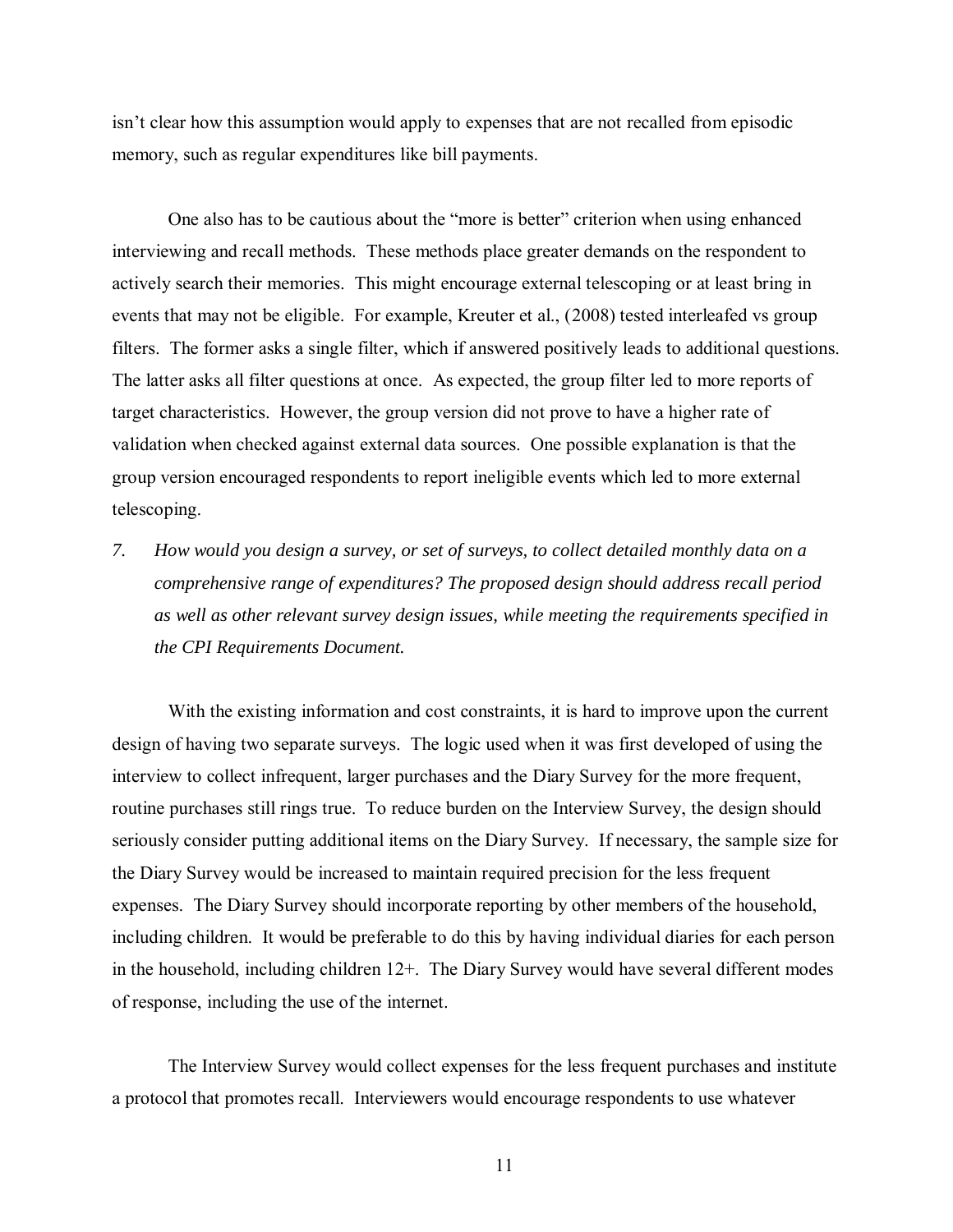isn't clear how this assumption would apply to expenses that are not recalled from episodic memory, such as regular expenditures like bill payments.

One also has to be cautious about the "more is better" criterion when using enhanced interviewing and recall methods. These methods place greater demands on the respondent to actively search their memories. This might encourage external telescoping or at least bring in events that may not be eligible. For example, Kreuter et al., (2008) tested interleafed vs group filters. The former asks a single filter, which if answered positively leads to additional questions. The latter asks all filter questions at once. As expected, the group filter led to more reports of target characteristics. However, the group version did not prove to have a higher rate of validation when checked against external data sources. One possible explanation is that the group version encouraged respondents to report ineligible events which led to more external telescoping.

7. *How would you design a survey, or set of surveys, to collect detailed monthly data on a comprehensive range of expenditures? The proposed design should address recall period as well as other relevant survey design issues, while meeting the requirements specified in the CPI Requirements Document.*

With the existing information and cost constraints, it is hard to improve upon the current design of having two separate surveys. The logic used when it was first developed of using the interview to collect infrequent, larger purchases and the Diary Survey for the more frequent, routine purchases still rings true. To reduce burden on the Interview Survey, the design should seriously consider putting additional items on the Diary Survey. If necessary, the sample size for the Diary Survey would be increased to maintain required precision for the less frequent expenses. The Diary Survey should incorporate reporting by other members of the household, including children. It would be preferable to do this by having individual diaries for each person in the household, including children 12+. The Diary Survey would have several different modes of response, including the use of the internet.

The Interview Survey would collect expenses for the less frequent purchases and institute a protocol that promotes recall. Interviewers would encourage respondents to use whatever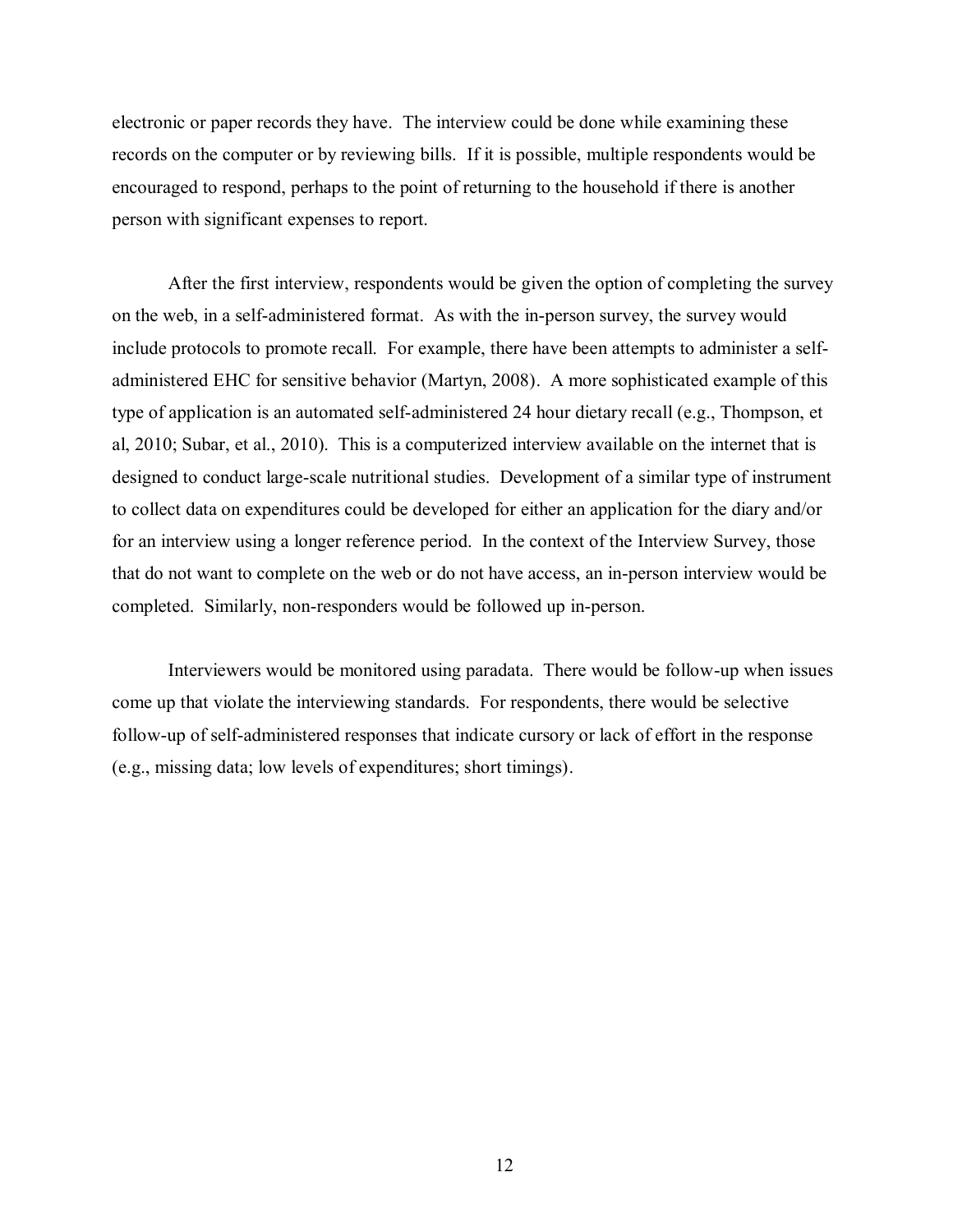electronic or paper records they have. The interview could be done while examining these records on the computer or by reviewing bills. If it is possible, multiple respondents would be encouraged to respond, perhaps to the point of returning to the household if there is another person with significant expenses to report.

After the first interview, respondents would be given the option of completing the survey on the web, in a self-administered format. As with the in-person survey, the survey would include protocols to promote recall. For example, there have been attempts to administer a self-administered EHC for sensitive behavior (Martyn, 2008). A more sophisticated example of this type of application is an automated self-administered 24 hour dietary recall (e.g., Thompson, et al, 2010; Subar, et al., 2010). This is a computerized interview available on the internet that is designed to conduct large-scale nutritional studies. Development of a similar type of instrument to collect data on expenditures could be developed for either an application for the diary and/or for an interview using a longer reference period. In the context of the Interview Survey, those that do not want to complete on the web or do not have access, an in-person interview would be completed. Similarly, non-responders would be followed up in-person.

Interviewers would be monitored using paradata. There would be follow-up when issues come up that violate the interviewing standards. For respondents, there would be selective follow-up of self-administered responses that indicate cursory or lack of effort in the response (e.g., missing data; low levels of expenditures; short timings).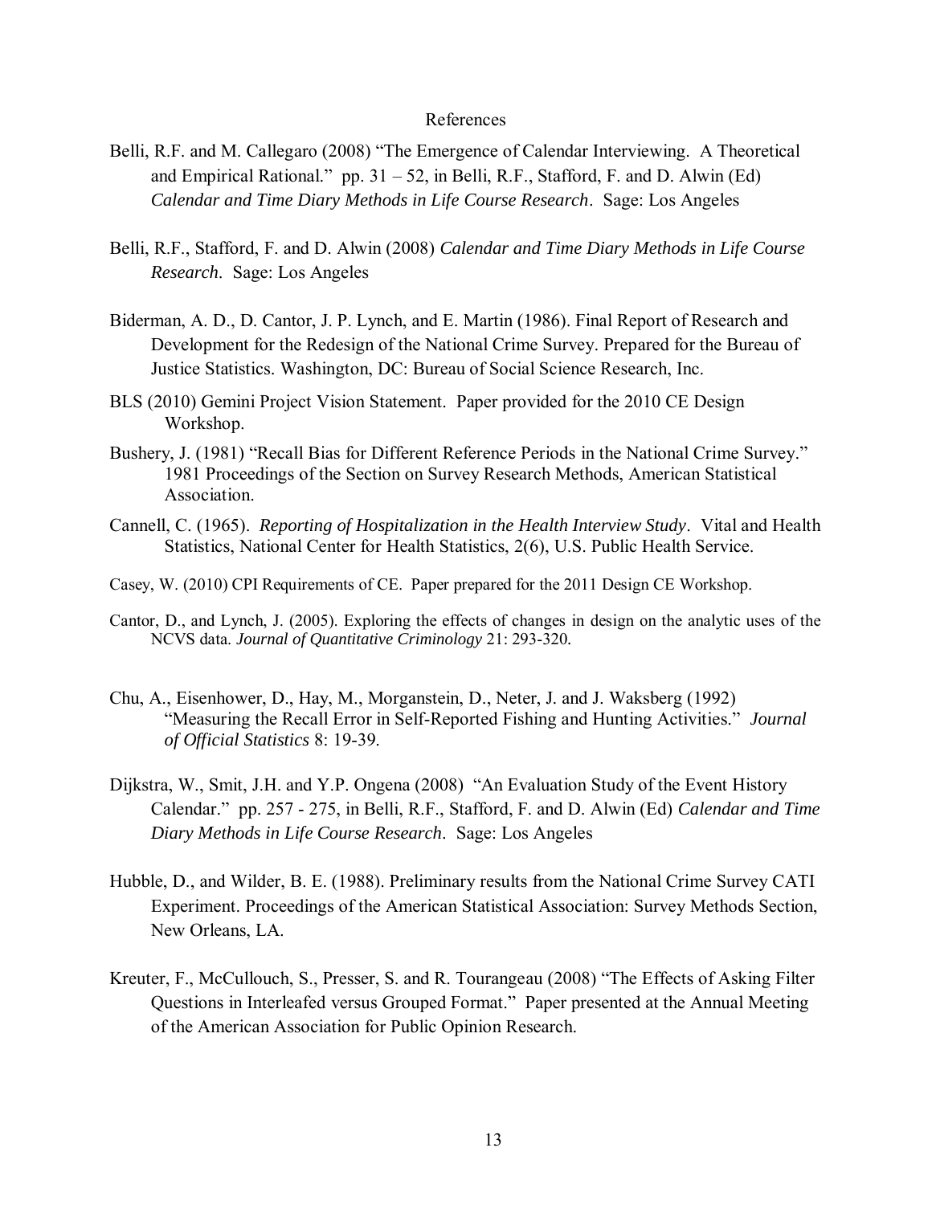# References

Belli, R.F. and M. Callegaro (2008) "The Emergence of Calendar Interviewing. A Theoretical and Empirical Rational." pp. 31 – 52, in Belli, R.F., Stafford, F. and D. Alwin (Ed) *Calendar and Time Diary Methods in Life Course Research*. Sage: Los Angeles

Belli, R.F., Stafford, F. and D. Alwin (2008) *Calendar and Time Diary Methods in Life Course Research*. Sage: Los Angeles

Biderman, A. D., D. Cantor, J. P. Lynch, and E. Martin (1986). Final Report of Research and Development for the Redesign of the National Crime Survey. Prepared for the Bureau of Justice Statistics. Washington, DC: Bureau of Social Science Research, Inc.

BLS (2010) Gemini Project Vision Statement. Paper provided for the 2010 CE Design Workshop.

Bushery, J. (1981) "Recall Bias for Different Reference Periods in the National Crime Survey." 1981 Proceedings of the Section on Survey Research Methods, American Statistical Association.

Cannell, C. (1965). *Reporting of Hospitalization in the Health Interview Study*. Vital and Health Statistics, National Center for Health Statistics, 2(6), U.S. Public Health Service.

Casey, W. (2010) CPI Requirements of CE. Paper prepared for the 2011 Design CE Workshop.

Cantor, D., and Lynch, J. (2005). Exploring the effects of changes in design on the analytic uses of the NCVS data. *Journal of Quantitative Criminology* 21: 293-320.

Chu, A., Eisenhower, D., Hay, M., Morganstein, D., Neter, J. and J. Waksberg (1992) "Measuring the Recall Error in Self-Reported Fishing and Hunting Activities." *Journal of Official Statistics* 8: 19-39.

Dijkstra, W., Smit, J.H. and Y.P. Ongena (2008) "An Evaluation Study of the Event History Calendar." pp. 257 - 275, in Belli, R.F., Stafford, F. and D. Alwin (Ed) *Calendar and Time Diary Methods in Life Course Research*. Sage: Los Angeles

Hubble, D., and Wilder, B. E. (1988). Preliminary results from the National Crime Survey CATI Experiment. Proceedings of the American Statistical Association: Survey Methods Section, New Orleans, LA.

Kreuter, F., McCullouch, S., Presser, S. and R. Tourangeau (2008) "The Effects of Asking Filter Questions in Interleafed versus Grouped Format." Paper presented at the Annual Meeting of the American Association for Public Opinion Research.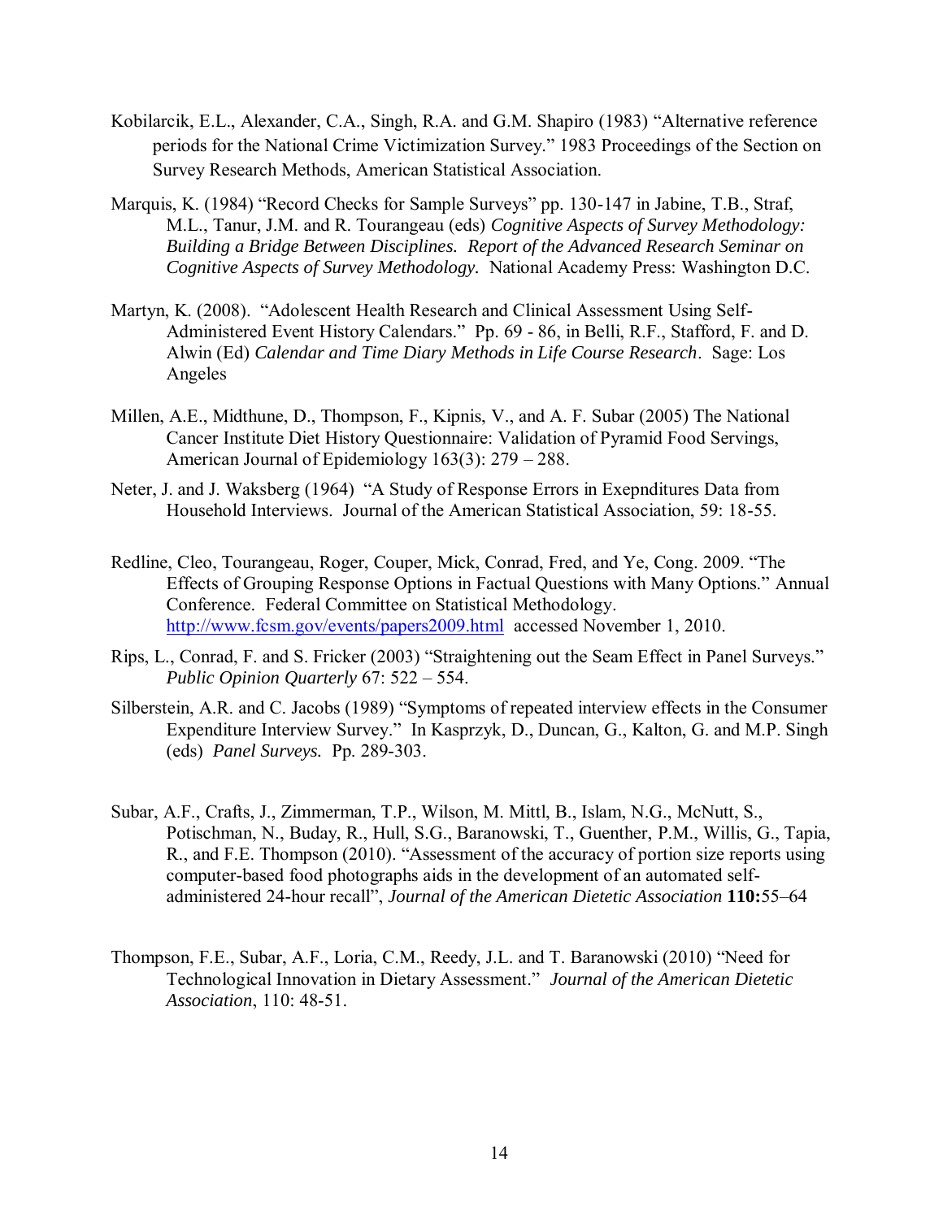Kobilarcik, E.L., Alexander, C.A., Singh, R.A. and G.M. Shapiro (1983) "Alternative reference periods for the National Crime Victimization Survey." 1983 Proceedings of the Section on Survey Research Methods, American Statistical Association.

Marquis, K. (1984) "Record Checks for Sample Surveys" pp. 130-147 in Jabine, T.B., Straf, M.L., Tanur, J.M. and R. Tourangeau (eds) *Cognitive Aspects of Survey Methodology: Building a Bridge Between Disciplines. Report of the Advanced Research Seminar on Cognitive Aspects of Survey Methodology.* National Academy Press: Washington D.C.

Martyn, K. (2008). "Adolescent Health Research and Clinical Assessment Using Self-Administered Event History Calendars." Pp. 69 - 86, in Belli, R.F., Stafford, F. and D. Alwin (Ed) *Calendar and Time Diary Methods in Life Course Research*. Sage: Los Angeles

Millen, A.E., Midthune, D., Thompson, F., Kipnis, V., and A. F. Subar (2005) The National Cancer Institute Diet History Questionnaire: Validation of Pyramid Food Servings, American Journal of Epidemiology 163(3): 279 – 288.

Neter, J. and J. Waksberg (1964) "A Study of Response Errors in Exepnditures Data from Household Interviews. Journal of the American Statistical Association, 59: 18-55.

Redline, Cleo, Tourangeau, Roger, Couper, Mick, Conrad, Fred, and Ye, Cong. 2009. "The Effects of Grouping Response Options in Factual Questions with Many Options." Annual Conference. Federal Committee on Statistical Methodology. http://www.fcsm.gov/events/papers2009.html accessed November 1, 2010.

Rips, L., Conrad, F. and S. Fricker (2003) "Straightening out the Seam Effect in Panel Surveys." *Public Opinion Quarterly* 67: 522 – 554.

Silberstein, A.R. and C. Jacobs (1989) "Symptoms of repeated interview effects in the Consumer Expenditure Interview Survey." In Kasprzyk, D., Duncan, G., Kalton, G. and M.P. Singh (eds) *Panel Surveys.* Pp. 289-303.

Subar, A.F., Crafts, J., Zimmerman, T.P., Wilson, M. Mittl, B., Islam, N.G., McNutt, S., Potischman, N., Buday, R., Hull, S.G., Baranowski, T., Guenther, P.M., Willis, G., Tapia, R., and F.E. Thompson (2010). "Assessment of the accuracy of portion size reports using computer-based food photographs aids in the development of an automated self-administered 24-hour recall", *Journal of the American Dietetic Association* **110:**55–64

Thompson, F.E., Subar, A.F., Loria, C.M., Reedy, J.L. and T. Baranowski (2010) "Need for Technological Innovation in Dietary Assessment." *Journal of the American Dietetic Association*, 110: 48-51.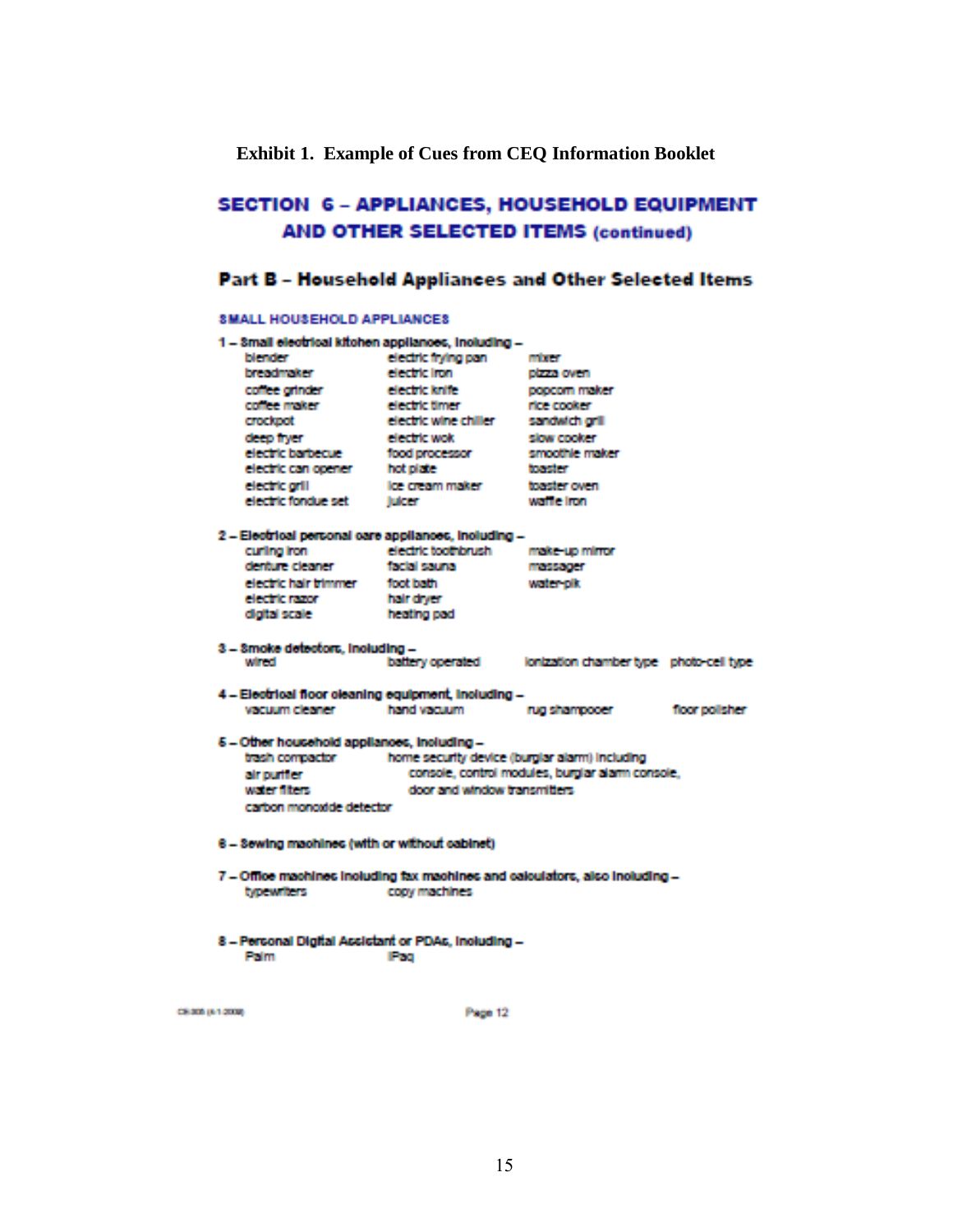**Exhibit 1. Example of Cues from CEQ Information Booklet**

## SECTION 6 – APPLIANCES, HOUSEHOLD EQUIPMENT AND OTHER SELECTED ITEMS (continued)

### Part B – Household Appliances and Other Selected Items

#### SMALL HOUSEHOLD APPLIANCES

**1 – Small electrical kitchen appliances, including –**

| | | |
|---|---|---|
| blender | electric frying pan | mixer |
| breadmaker | electric iron | pizza oven |
| coffee grinder | electric knife | popcorn maker |
| coffee maker | electric timer | rice cooker |
| crockpot | electric wine chiller | sandwich grill |
| deep fryer | electric wok | slow cooker |
| electric barbecue | food processor | smoothie maker |
| electric can opener | hot plate | toaster |
| electric grill | ice cream maker | toaster oven |
| electric fondue set | juicer | waffle iron |

**2 – Electrical personal care appliances, including –**

| | | |
|---|---|---|
| curling iron | electric toothbrush | make-up mirror |
| denture cleaner | facial sauna | massager |
| electric hair trimmer | foot bath | water-pik |
| electric razor | hair dryer | |
| digital scale | heating pad | |

**3 – Smoke detectors, including –**

| | | | |
|---|---|---|---|
| wired | battery operated | ionization chamber type | photo-cell type |

**4 – Electrical floor cleaning equipment, including –**

| | | | |
|---|---|---|---|
| vacuum cleaner | hand vacuum | rug shampooer | floor polisher |

**5 – Other household appliances, including –**

trash compactor
air purifier
water filters
carbon monoxide detector
home security device (burglar alarm) including console, control modules, burglar alarm console, door and window transmitters

**6 – Sewing machines (with or without cabinet)**

**7 – Office machines including fax machines and calculators, also including –**

typewriters
copy machines

**8 – Personal Digital Assistant or PDAs, including –**

Palm
iPaq

CE-305 (4-1-2009)

Page 12